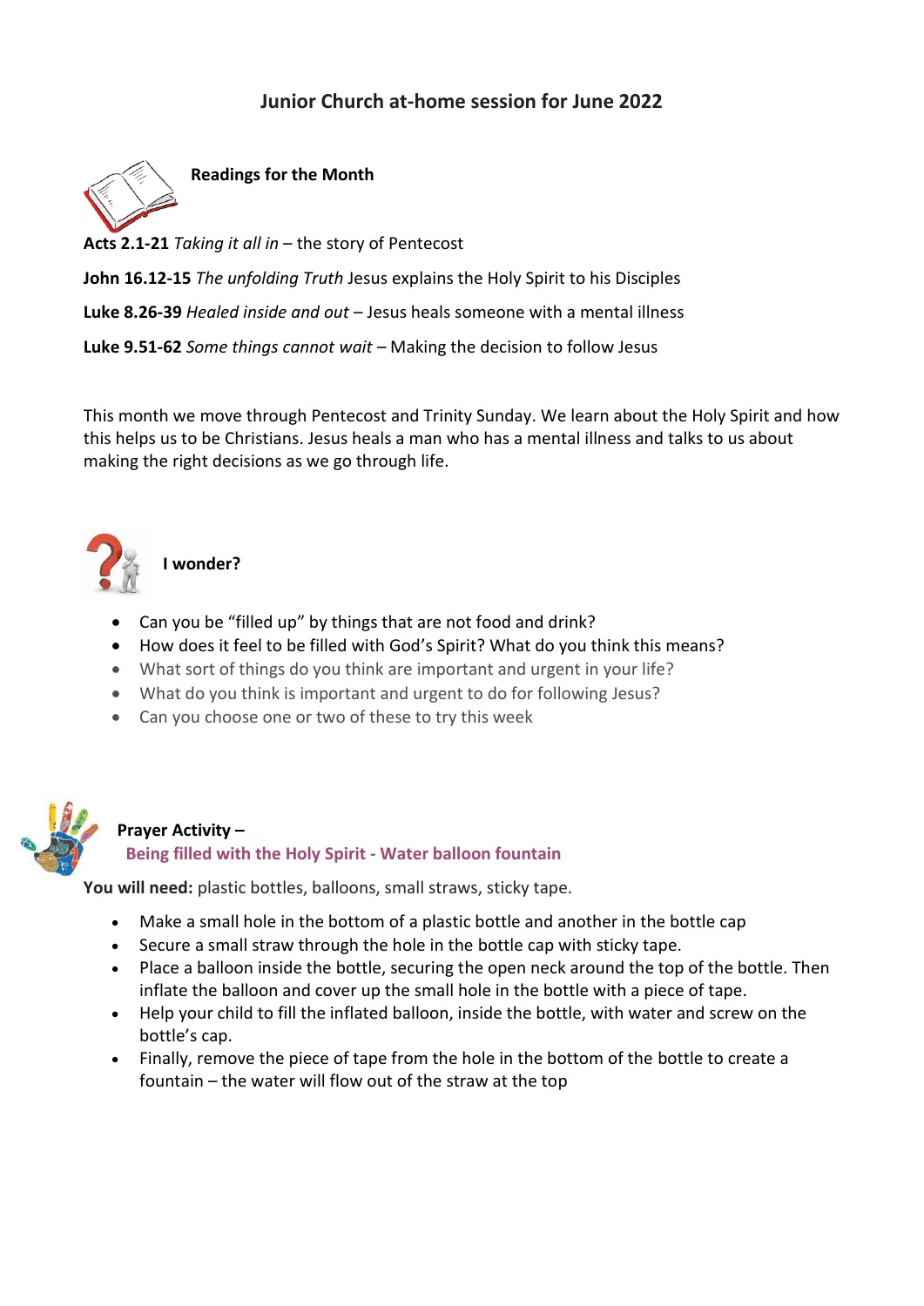# Junior Church at-home session for June 2022

## Readings for the Month

**Acts 2.1-21** *Taking it all in* – the story of Pentecost

**John 16.12-15** *The unfolding Truth* Jesus explains the Holy Spirit to his Disciples

**Luke 8.26-39** *Healed inside and out* – Jesus heals someone with a mental illness

**Luke 9.51-62** *Some things cannot wait* – Making the decision to follow Jesus

This month we move through Pentecost and Trinity Sunday. We learn about the Holy Spirit and how this helps us to be Christians. Jesus heals a man who has a mental illness and talks to us about making the right decisions as we go through life.

## I wonder?

- Can you be "filled up" by things that are not food and drink?
- How does it feel to be filled with God's Spirit? What do you think this means?
- What sort of things do you think are important and urgent in your life?
- What do you think is important and urgent to do for following Jesus?
- Can you choose one or two of these to try this week

## Prayer Activity –

### Being filled with the Holy Spirit - Water balloon fountain

**You will need:** plastic bottles, balloons, small straws, sticky tape.

- Make a small hole in the bottom of a plastic bottle and another in the bottle cap
- Secure a small straw through the hole in the bottle cap with sticky tape.
- Place a balloon inside the bottle, securing the open neck around the top of the bottle. Then inflate the balloon and cover up the small hole in the bottle with a piece of tape.
- Help your child to fill the inflated balloon, inside the bottle, with water and screw on the bottle's cap.
- Finally, remove the piece of tape from the hole in the bottom of the bottle to create a fountain – the water will flow out of the straw at the top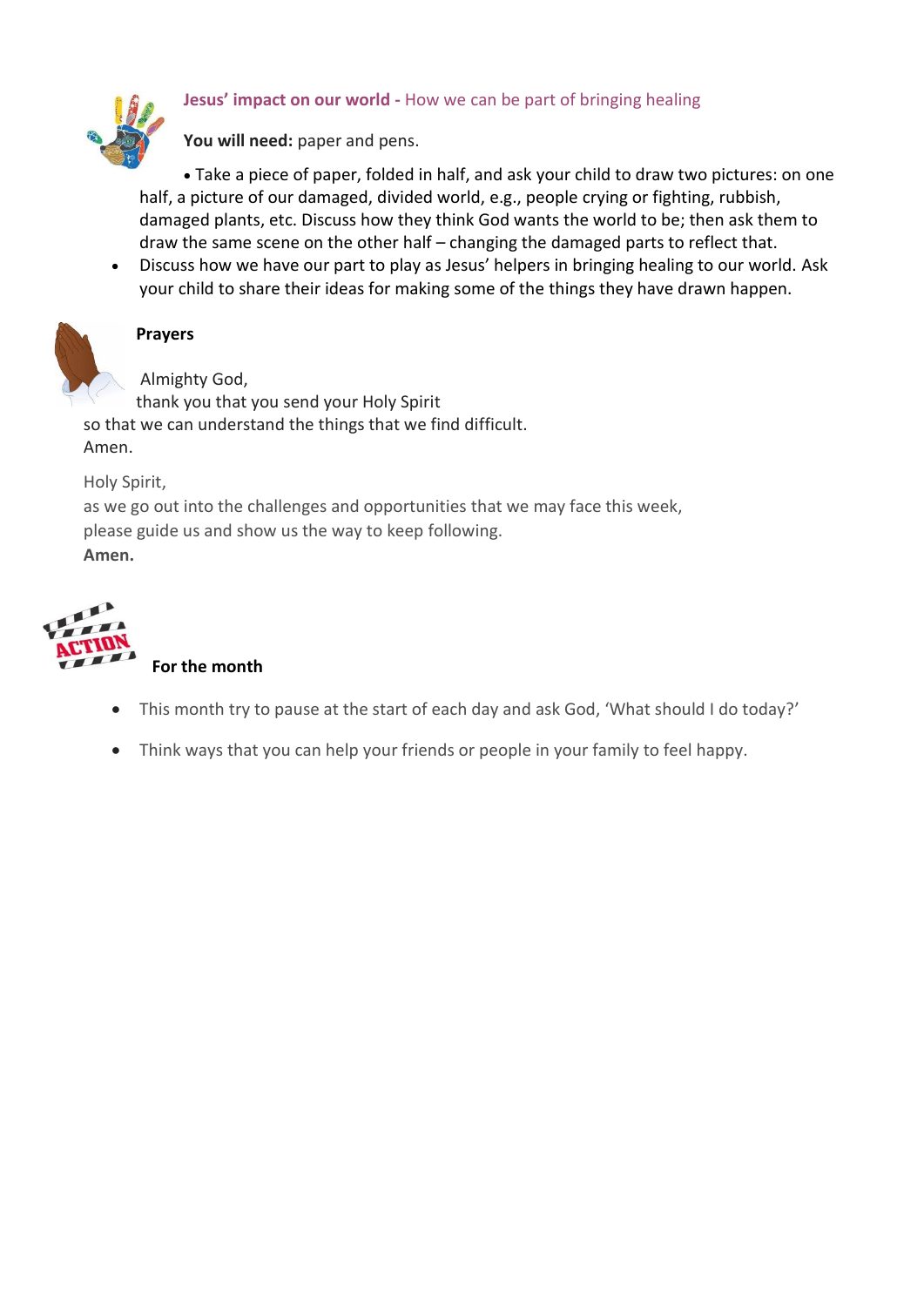**Jesus' impact on our world -** How we can be part of bringing healing

**You will need:** paper and pens.

- Take a piece of paper, folded in half, and ask your child to draw two pictures: on one half, a picture of our damaged, divided world, e.g., people crying or fighting, rubbish, damaged plants, etc. Discuss how they think God wants the world to be; then ask them to draw the same scene on the other half – changing the damaged parts to reflect that.
- Discuss how we have our part to play as Jesus' helpers in bringing healing to our world. Ask your child to share their ideas for making some of the things they have drawn happen.

**Prayers**

Almighty God,
thank you that you send your Holy Spirit
so that we can understand the things that we find difficult.
Amen.

Holy Spirit,
as we go out into the challenges and opportunities that we may face this week,
please guide us and show us the way to keep following.
**Amen.**

**For the month**

- This month try to pause at the start of each day and ask God, 'What should I do today?'
- Think ways that you can help your friends or people in your family to feel happy.